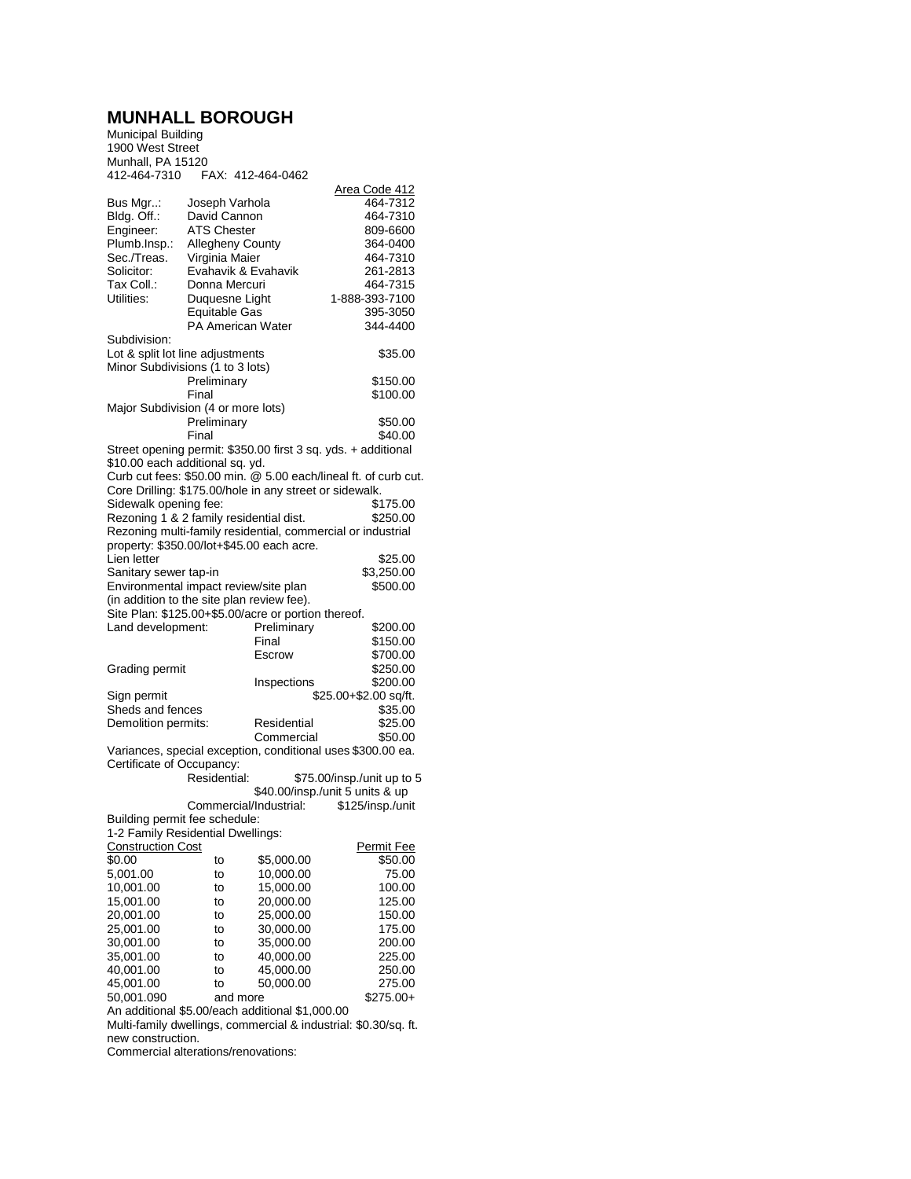# MUNHALL BOROUGH

Municipal Building
1900 West Street
Munhall, PA 15120
412-464-7310 FAX: 412-464-0462

| | | Area Code 412 |
|---|---|---|
| Bus Mgr..: | Joseph Varhola | 464-7312 |
| Bldg. Off.: | David Cannon | 464-7310 |
| Engineer: | ATS Chester | 809-6600 |
| Plumb.Insp.: | Allegheny County | 364-0400 |
| Sec./Treas. | Virginia Maier | 464-7310 |
| Solicitor: | Evahavik & Evahavik | 261-2813 |
| Tax Coll.: | Donna Mercuri | 464-7315 |
| Utilities: | Duquesne Light | 1-888-393-7100 |
| | Equitable Gas | 395-3050 |
| | PA American Water | 344-4400 |

Subdivision:

Lot & split lot line adjustments $35.00

Minor Subdivisions (1 to 3 lots)

- Preliminary $150.00
- Final $100.00

Major Subdivision (4 or more lots)

- Preliminary $50.00
- Final $40.00

Street opening permit: $350.00 first 3 sq. yds. + additional $10.00 each additional sq. yd.

Curb cut fees: $50.00 min. @ 5.00 each/lineal ft. of curb cut.

Core Drilling: $175.00/hole in any street or sidewalk.

Sidewalk opening fee: $175.00

Rezoning 1 & 2 family residential dist. $250.00

Rezoning multi-family residential, commercial or industrial property: $350.00/lot+$45.00 each acre.

Lien letter $25.00

Sanitary sewer tap-in $3,250.00

Environmental impact review/site plan $500.00 (in addition to the site plan review fee).

Site Plan: $125.00+$5.00/acre or portion thereof.

| | | |
|---|---|---|
| Land development: | Preliminary | $200.00 |
| | Final | $150.00 |
| | Escrow | $700.00 |
| Grading permit | | $250.00 |
| | Inspections | $200.00 |
| Sign permit | | $25.00+$2.00 sq/ft. |
| Sheds and fences | | $35.00 |
| Demolition permits: | Residential | $25.00 |
| | Commercial | $50.00 |

Variances, special exception, conditional uses $300.00 ea.

Certificate of Occupancy:

- Residential: $75.00/insp./unit up to 5; $40.00/insp./unit 5 units & up
- Commercial/Industrial: $125/insp./unit

Building permit fee schedule:

1-2 Family Residential Dwellings:

| Construction Cost | | | Permit Fee |
|---|---|---|---|
| $0.00 | to | $5,000.00 | $50.00 |
| 5,001.00 | to | 10,000.00 | 75.00 |
| 10,001.00 | to | 15,000.00 | 100.00 |
| 15,001.00 | to | 20,000.00 | 125.00 |
| 20,001.00 | to | 25,000.00 | 150.00 |
| 25,001.00 | to | 30,000.00 | 175.00 |
| 30,001.00 | to | 35,000.00 | 200.00 |
| 35,001.00 | to | 40,000.00 | 225.00 |
| 40,001.00 | to | 45,000.00 | 250.00 |
| 45,001.00 | to | 50,000.00 | 275.00 |
| 50,001.090 | and more | | $275.00+ |

An additional $5.00/each additional $1,000.00

Multi-family dwellings, commercial & industrial: $0.30/sq. ft. new construction.

Commercial alterations/renovations: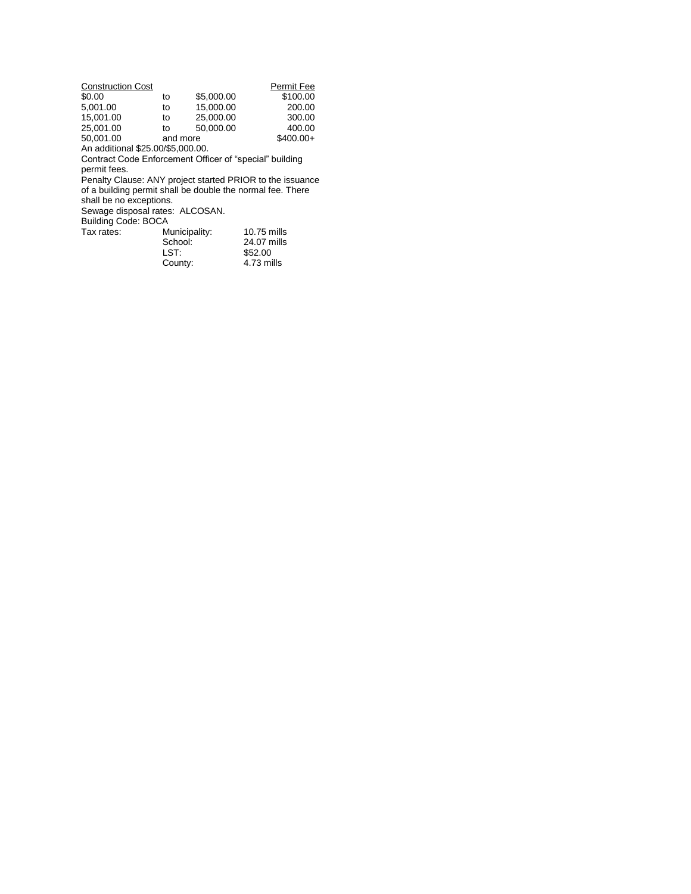| Construction Cost | | | Permit Fee |
|---|---|---|---|
| $0.00 | to | $5,000.00 | $100.00 |
| 5,001.00 | to | 15,000.00 | 200.00 |
| 15,001.00 | to | 25,000.00 | 300.00 |
| 25,001.00 | to | 50,000.00 | 400.00 |
| 50,001.00 | and more | | $400.00+ |

An additional $25.00/$5,000.00.

Contract Code Enforcement Officer of "special" building permit fees.

Penalty Clause: ANY project started PRIOR to the issuance of a building permit shall be double the normal fee. There shall be no exceptions.

Sewage disposal rates: ALCOSAN.

Building Code: BOCA

| | | |
|---|---|---|
| Tax rates: | Municipality: | 10.75 mills |
| | School: | 24.07 mills |
| | LST: | $52.00 |
| | County: | 4.73 mills |